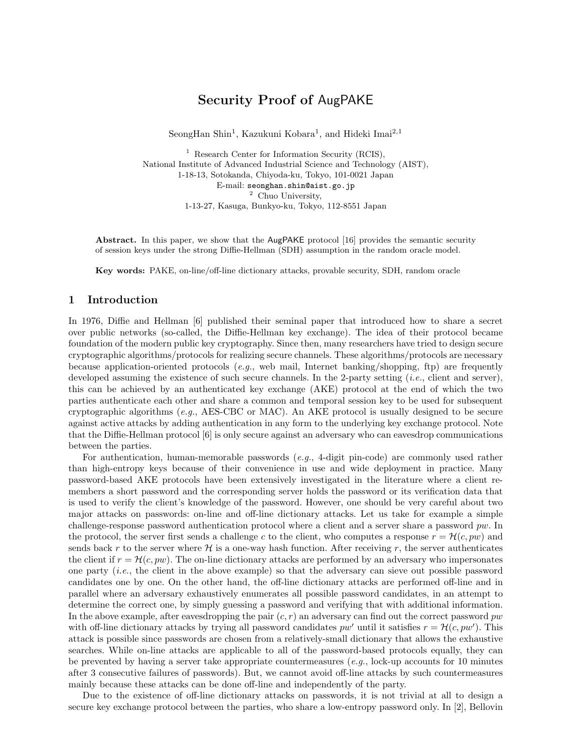# Security Proof of AugPAKE

SeongHan Shin[1], Kazukuni Kobara[1], and Hideki Imai[2,1]

[1] Research Center for Information Security (RCIS),
National Institute of Advanced Industrial Science and Technology (AIST),
1-18-13, Sotokanda, Chiyoda-ku, Tokyo, 101-0021 Japan
E-mail: seonghan.shin@aist.go.jp
[2] Chuo University,
1-13-27, Kasuga, Bunkyo-ku, Tokyo, 112-8551 Japan

**Abstract.** In this paper, we show that the AugPAKE protocol [16] provides the semantic security of session keys under the strong Diffie-Hellman (SDH) assumption in the random oracle model.

**Key words:** PAKE, on-line/off-line dictionary attacks, provable security, SDH, random oracle

## 1 Introduction

In 1976, Diffie and Hellman [6] published their seminal paper that introduced how to share a secret over public networks (so-called, the Diffie-Hellman key exchange). The idea of their protocol became foundation of the modern public key cryptography. Since then, many researchers have tried to design secure cryptographic algorithms/protocols for realizing secure channels. These algorithms/protocols are necessary because application-oriented protocols (*e.g.*, web mail, Internet banking/shopping, ftp) are frequently developed assuming the existence of such secure channels. In the 2-party setting (*i.e.*, client and server), this can be achieved by an authenticated key exchange (AKE) protocol at the end of which the two parties authenticate each other and share a common and temporal session key to be used for subsequent cryptographic algorithms (*e.g.*, AES-CBC or MAC). An AKE protocol is usually designed to be secure against active attacks by adding authentication in any form to the underlying key exchange protocol. Note that the Diffie-Hellman protocol [6] is only secure against an adversary who can eavesdrop communications between the parties.

For authentication, human-memorable passwords (*e.g.*, 4-digit pin-code) are commonly used rather than high-entropy keys because of their convenience in use and wide deployment in practice. Many password-based AKE protocols have been extensively investigated in the literature where a client remembers a short password and the corresponding server holds the password or its verification data that is used to verify the client's knowledge of the password. However, one should be very careful about two major attacks on passwords: on-line and off-line dictionary attacks. Let us take for example a simple challenge-response password authentication protocol where a client and a server share a password $pw$. In the protocol, the server first sends a challenge $c$ to the client, who computes a response $r = \mathcal{H}(c, pw)$ and sends back $r$ to the server where $\mathcal{H}$ is a one-way hash function. After receiving $r$, the server authenticates the client if $r = \mathcal{H}(c, pw)$. The on-line dictionary attacks are performed by an adversary who impersonates one party (*i.e.*, the client in the above example) so that the adversary can sieve out possible password candidates one by one. On the other hand, the off-line dictionary attacks are performed off-line and in parallel where an adversary exhaustively enumerates all possible password candidates, in an attempt to determine the correct one, by simply guessing a password and verifying that with additional information. In the above example, after eavesdropping the pair $(c, r)$ an adversary can find out the correct password $pw$ with off-line dictionary attacks by trying all password candidates $pw'$ until it satisfies $r = \mathcal{H}(c, pw')$. This attack is possible since passwords are chosen from a relatively-small dictionary that allows the exhaustive searches. While on-line attacks are applicable to all of the password-based protocols equally, they can be prevented by having a server take appropriate countermeasures (*e.g.*, lock-up accounts for 10 minutes after 3 consecutive failures of passwords). But, we cannot avoid off-line attacks by such countermeasures mainly because these attacks can be done off-line and independently of the party.

Due to the existence of off-line dictionary attacks on passwords, it is not trivial at all to design a secure key exchange protocol between the parties, who share a low-entropy password only. In [2], Bellovin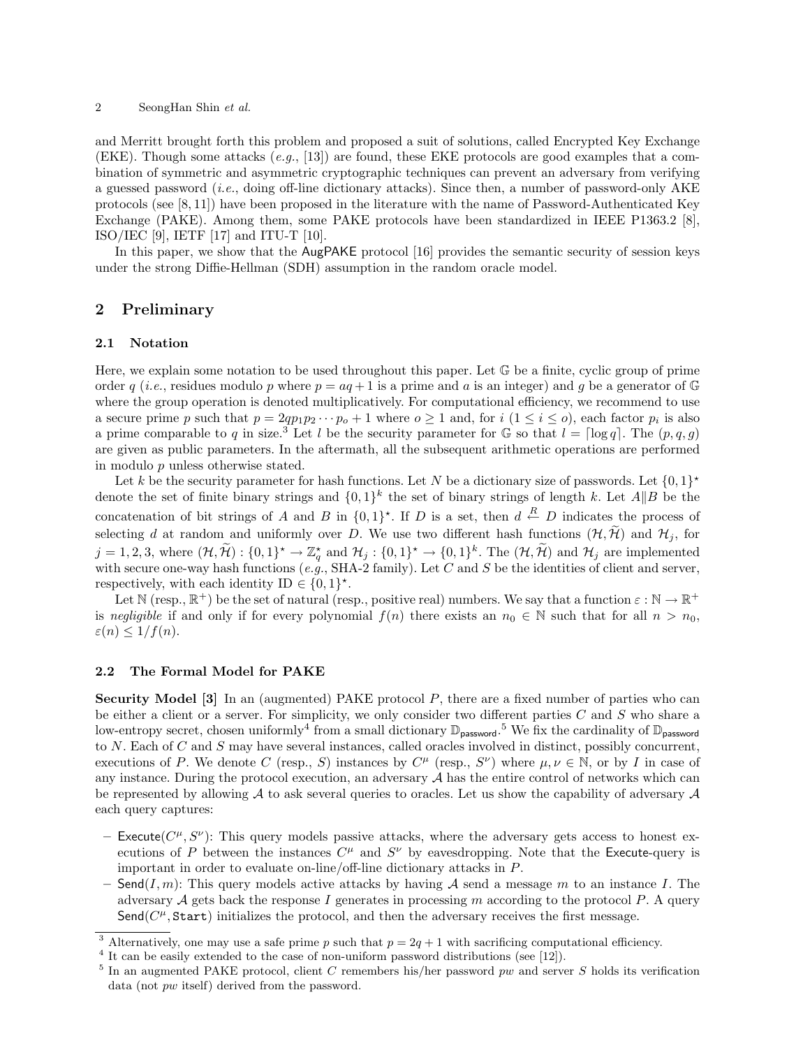and Merritt brought forth this problem and proposed a suit of solutions, called Encrypted Key Exchange (EKE). Though some attacks (*e.g.*, [13]) are found, these EKE protocols are good examples that a combination of symmetric and asymmetric cryptographic techniques can prevent an adversary from verifying a guessed password (*i.e.*, doing off-line dictionary attacks). Since then, a number of password-only AKE protocols (see [8, 11]) have been proposed in the literature with the name of Password-Authenticated Key Exchange (PAKE). Among them, some PAKE protocols have been standardized in IEEE P1363.2 [8], ISO/IEC [9], IETF [17] and ITU-T [10].

In this paper, we show that the AugPAKE protocol [16] provides the semantic security of session keys under the strong Diffie-Hellman (SDH) assumption in the random oracle model.

## 2 Preliminary

### 2.1 Notation

Here, we explain some notation to be used throughout this paper. Let $\mathbb{G}$ be a finite, cyclic group of prime order $q$ (*i.e.*, residues modulo $p$ where $p = aq + 1$ is a prime and $a$ is an integer) and $g$ be a generator of $\mathbb{G}$ where the group operation is denoted multiplicatively. For computational efficiency, we recommend to use a secure prime $p$ such that $p = 2qp_1p_2 \cdots p_o + 1$ where $o \geq 1$ and, for $i$ $(1 \leq i \leq o)$, each factor $p_i$ is also a prime comparable to $q$ in size.[3] Let $l$ be the security parameter for $\mathbb{G}$ so that $l = \lceil \log q \rceil$. The $(p, q, g)$ are given as public parameters. In the aftermath, all the subsequent arithmetic operations are performed in modulo $p$ unless otherwise stated.

Let $k$ be the security parameter for hash functions. Let $N$ be a dictionary size of passwords. Let $\{0,1\}^\star$ denote the set of finite binary strings and $\{0,1\}^k$ the set of binary strings of length $k$. Let $A \| B$ be the concatenation of bit strings of $A$ and $B$ in $\{0,1\}^\star$. If $D$ is a set, then $d \stackrel{R}{\leftarrow} D$ indicates the process of selecting $d$ at random and uniformly over $D$. We use two different hash functions $(\mathcal{H}, \widetilde{\mathcal{H}})$ and $\mathcal{H}_j$, for $j = 1, 2, 3$, where $(\mathcal{H}, \widetilde{\mathcal{H}}) : \{0,1\}^\star \rightarrow \mathbb{Z}_q^\star$ and $\mathcal{H}_j : \{0,1\}^\star \rightarrow \{0,1\}^k$. The $(\mathcal{H}, \widetilde{\mathcal{H}})$ and $\mathcal{H}_j$ are implemented with secure one-way hash functions (*e.g.*, SHA-2 family). Let $C$ and $S$ be the identities of client and server, respectively, with each identity ID $\in \{0,1\}^\star$.

Let $\mathbb{N}$ (resp., $\mathbb{R}^+$) be the set of natural (resp., positive real) numbers. We say that a function $\varepsilon : \mathbb{N} \rightarrow \mathbb{R}^+$ is *negligible* if and only if for every polynomial $f(n)$ there exists an $n_0 \in \mathbb{N}$ such that for all $n > n_0$, $\varepsilon(n) \leq 1/f(n)$.

### 2.2 The Formal Model for PAKE

**Security Model [3]** In an (augmented) PAKE protocol $P$, there are a fixed number of parties who can be either a client or a server. For simplicity, we only consider two different parties $C$ and $S$ who share a low-entropy secret, chosen uniformly[4] from a small dictionary $\mathbb{D}_{\mathsf{password}}$.[5] We fix the cardinality of $\mathbb{D}_{\mathsf{password}}$ to $N$. Each of $C$ and $S$ may have several instances, called oracles involved in distinct, possibly concurrent, executions of $P$. We denote $C$ (resp., $S$) instances by $C^\mu$ (resp., $S^\nu$) where $\mu, \nu \in \mathbb{N}$, or by $I$ in case of any instance. During the protocol execution, an adversary $\mathcal{A}$ has the entire control of networks which can be represented by allowing $\mathcal{A}$ to ask several queries to oracles. Let us show the capability of adversary $\mathcal{A}$ each query captures:

- $\mathsf{Execute}(C^\mu, S^\nu)$: This query models passive attacks, where the adversary gets access to honest executions of $P$ between the instances $C^\mu$ and $S^\nu$ by eavesdropping. Note that the $\mathsf{Execute}$-query is important in order to evaluate on-line/off-line dictionary attacks in $P$.
- $\mathsf{Send}(I, m)$: This query models active attacks by having $\mathcal{A}$ send a message $m$ to an instance $I$. The adversary $\mathcal{A}$ gets back the response $I$ generates in processing $m$ according to the protocol $P$. A query $\mathsf{Send}(C^\mu, \mathtt{Start})$ initializes the protocol, and then the adversary receives the first message.

[3] Alternatively, one may use a safe prime $p$ such that $p = 2q + 1$ with sacrificing computational efficiency.

[4] It can be easily extended to the case of non-uniform password distributions (see [12]).

[5] In an augmented PAKE protocol, client $C$ remembers his/her password $pw$ and server $S$ holds its verification data (not $pw$ itself) derived from the password.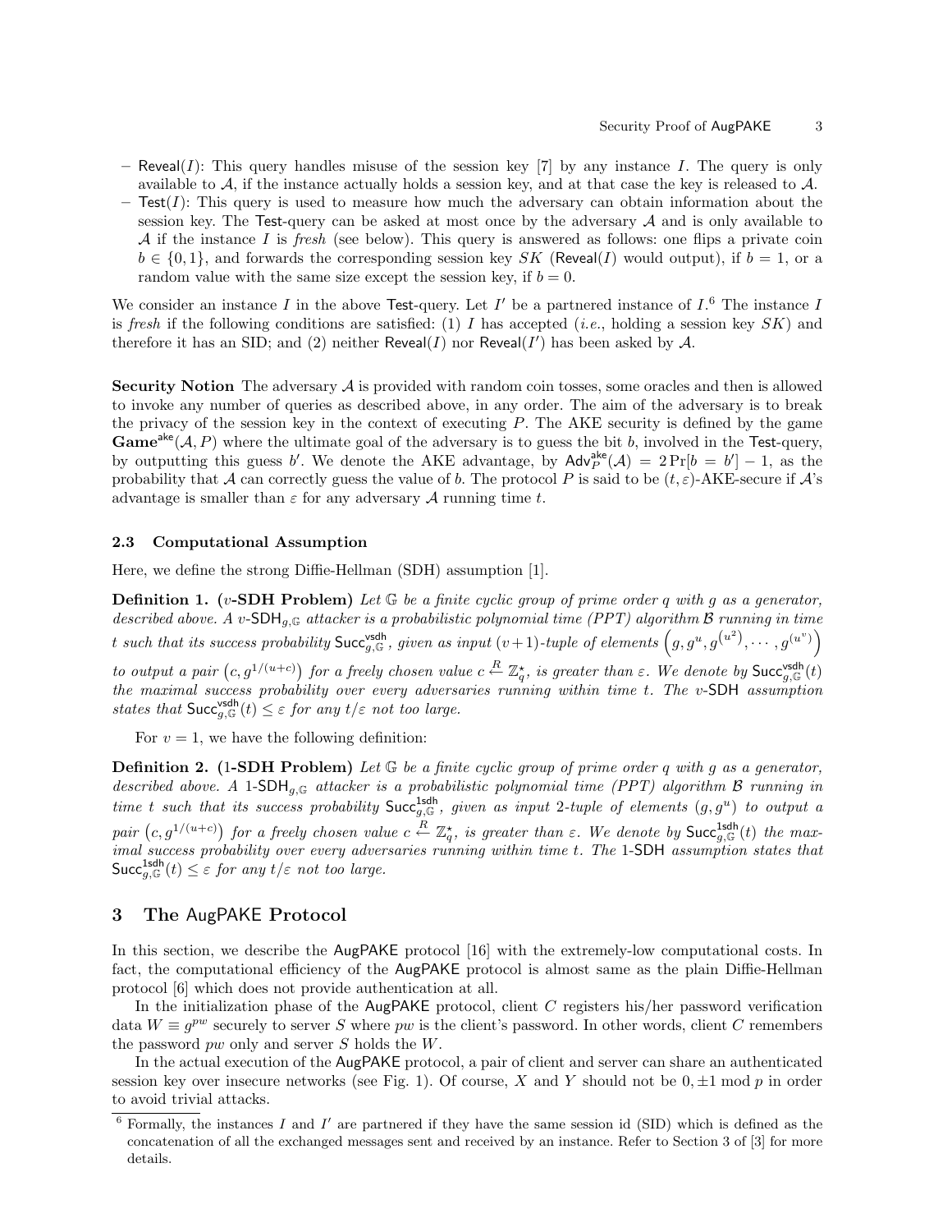- Reveal($I$): This query handles misuse of the session key [7] by any instance $I$. The query is only available to $\mathcal{A}$, if the instance actually holds a session key, and at that case the key is released to $\mathcal{A}$.
- Test($I$): This query is used to measure how much the adversary can obtain information about the session key. The Test-query can be asked at most once by the adversary $\mathcal{A}$ and is only available to $\mathcal{A}$ if the instance $I$ is *fresh* (see below). This query is answered as follows: one flips a private coin $b \in \{0,1\}$, and forwards the corresponding session key $SK$ (Reveal($I$) would output), if $b = 1$, or a random value with the same size except the session key, if $b = 0$.

We consider an instance $I$ in the above Test-query. Let $I'$ be a partnered instance of $I$.[6] The instance $I$ is *fresh* if the following conditions are satisfied: (1) $I$ has accepted (*i.e.*, holding a session key $SK$) and therefore it has an SID; and (2) neither Reveal($I$) nor Reveal($I'$) has been asked by $\mathcal{A}$.

**Security Notion** The adversary $\mathcal{A}$ is provided with random coin tosses, some oracles and then is allowed to invoke any number of queries as described above, in any order. The aim of the adversary is to break the privacy of the session key in the context of executing $P$. The AKE security is defined by the game $\mathbf{Game}^{\mathsf{ake}}(\mathcal{A}, P)$ where the ultimate goal of the adversary is to guess the bit $b$, involved in the Test-query, by outputting this guess $b'$. We denote the AKE advantage, by $\mathsf{Adv}_P^{\mathsf{ake}}(\mathcal{A}) = 2\Pr[b = b'] - 1$, as the probability that $\mathcal{A}$ can correctly guess the value of $b$. The protocol $P$ is said to be $(t, \varepsilon)$-AKE-secure if $\mathcal{A}$'s advantage is smaller than $\varepsilon$ for any adversary $\mathcal{A}$ running time $t$.

### 2.3 Computational Assumption

Here, we define the strong Diffie-Hellman (SDH) assumption [1].

**Definition 1. ($v$-SDH Problem)** *Let $\mathbb{G}$ be a finite cyclic group of prime order $q$ with $g$ as a generator, described above. A $v$-$\mathsf{SDH}_{g,\mathbb{G}}$ attacker is a probabilistic polynomial time (PPT) algorithm $\mathcal{B}$ running in time $t$ such that its success probability $\mathsf{Succ}_{g,\mathbb{G}}^{\mathsf{vsdh}}$, given as input $(v+1)$-tuple of elements $\left(g, g^u, g^{(u^2)}, \cdots, g^{(u^v)}\right)$ to output a pair $\left(c, g^{1/(u+c)}\right)$ for a freely chosen value $c \xleftarrow{R} \mathbb{Z}_q^\star$, is greater than $\varepsilon$. We denote by $\mathsf{Succ}_{g,\mathbb{G}}^{\mathsf{vsdh}}(t)$ the maximal success probability over every adversaries running within time $t$. The $v$-$\mathsf{SDH}$ assumption states that $\mathsf{Succ}_{g,\mathbb{G}}^{\mathsf{vsdh}}(t) \leq \varepsilon$ for any $t/\varepsilon$ not too large.*

For $v = 1$, we have the following definition:

**Definition 2. (1-SDH Problem)** *Let $\mathbb{G}$ be a finite cyclic group of prime order $q$ with $g$ as a generator, described above. A 1-$\mathsf{SDH}_{g,\mathbb{G}}$ attacker is a probabilistic polynomial time (PPT) algorithm $\mathcal{B}$ running in time $t$ such that its success probability $\mathsf{Succ}_{g,\mathbb{G}}^{\mathsf{1sdh}}$, given as input 2-tuple of elements $(g, g^u)$ to output a pair $\left(c, g^{1/(u+c)}\right)$ for a freely chosen value $c \xleftarrow{R} \mathbb{Z}_q^\star$, is greater than $\varepsilon$. We denote by $\mathsf{Succ}_{g,\mathbb{G}}^{\mathsf{1sdh}}(t)$ the maximal success probability over every adversaries running within time $t$. The 1-$\mathsf{SDH}$ assumption states that $\mathsf{Succ}_{g,\mathbb{G}}^{\mathsf{1sdh}}(t) \leq \varepsilon$ for any $t/\varepsilon$ not too large.*

## 3 The AugPAKE Protocol

In this section, we describe the AugPAKE protocol [16] with the extremely-low computational costs. In fact, the computational efficiency of the AugPAKE protocol is almost same as the plain Diffie-Hellman protocol [6] which does not provide authentication at all.

In the initialization phase of the AugPAKE protocol, client $C$ registers his/her password verification data $W \equiv g^{pw}$ securely to server $S$ where $pw$ is the client's password. In other words, client $C$ remembers the password $pw$ only and server $S$ holds the $W$.

In the actual execution of the AugPAKE protocol, a pair of client and server can share an authenticated session key over insecure networks (see Fig. 1). Of course, $X$ and $Y$ should not be $0, \pm 1 \bmod p$ in order to avoid trivial attacks.

[6] Formally, the instances $I$ and $I'$ are partnered if they have the same session id (SID) which is defined as the concatenation of all the exchanged messages sent and received by an instance. Refer to Section 3 of [3] for more details.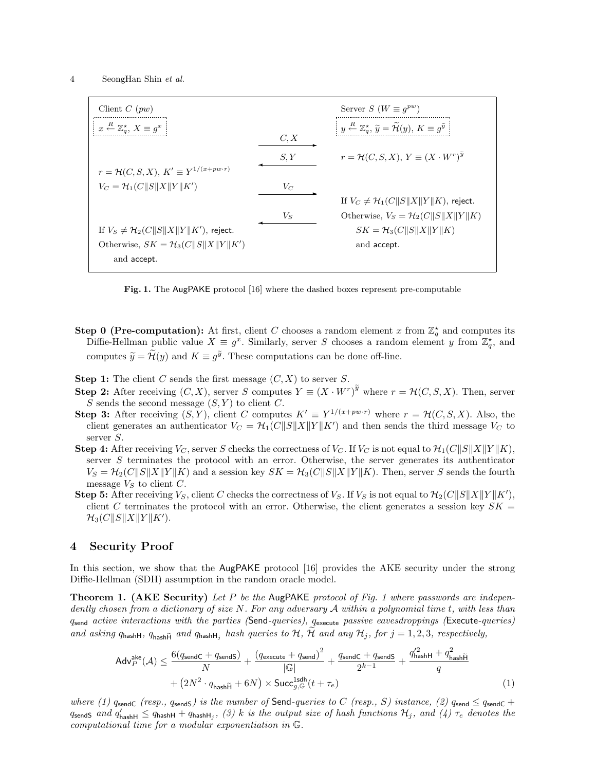| Client $C$ ($pw$) | | Server $S$ ($W \equiv g^{pw}$) |
|---|---|---|
| $x \xleftarrow{R} \mathbb{Z}_q^\star$, $X \equiv g^x$ | | $y \xleftarrow{R} \mathbb{Z}_q^\star$, $\widetilde{y} = \widetilde{\mathcal{H}}(y)$, $K \equiv g^{\widetilde{y}}$ |
| | $C, X$ $\longrightarrow$ | |
| | $S, Y$ $\longleftarrow$ | $r = \mathcal{H}(C, S, X)$, $Y \equiv (X \cdot W^r)^{\widetilde{y}}$ |
| $r = \mathcal{H}(C, S, X)$, $K' \equiv Y^{1/(x+pw \cdot r)}$ | | |
| $V_C = \mathcal{H}_1(C \Vert S \Vert X \Vert Y \Vert K')$ | $V_C$ $\longrightarrow$ | |
| | | If $V_C \neq \mathcal{H}_1(C \Vert S \Vert X \Vert Y \Vert K)$, reject. |
| | $V_S$ $\longleftarrow$ | Otherwise, $V_S = \mathcal{H}_2(C \Vert S \Vert X \Vert Y \Vert K)$ |
| If $V_S \neq \mathcal{H}_2(C \Vert S \Vert X \Vert Y \Vert K')$, reject. | | $SK = \mathcal{H}_3(C \Vert S \Vert X \Vert Y \Vert K)$ |
| Otherwise, $SK = \mathcal{H}_3(C \Vert S \Vert X \Vert Y \Vert K')$ | | and accept. |
| and accept. | | |

**Fig. 1.** The AugPAKE protocol [16] where the dashed boxes represent pre-computable

**Step 0 (Pre-computation):** At first, client $C$ chooses a random element $x$ from $\mathbb{Z}_q^\star$ and computes its Diffie-Hellman public value $X \equiv g^x$. Similarly, server $S$ chooses a random element $y$ from $\mathbb{Z}_q^\star$, and computes $\widetilde{y} = \widetilde{\mathcal{H}}(y)$ and $K \equiv g^{\widetilde{y}}$. These computations can be done off-line.

**Step 1:** The client $C$ sends the first message $(C, X)$ to server $S$.

**Step 2:** After receiving $(C, X)$, server $S$ computes $Y \equiv (X \cdot W^r)^{\widetilde{y}}$ where $r = \mathcal{H}(C, S, X)$. Then, server $S$ sends the second message $(S, Y)$ to client $C$.

**Step 3:** After receiving $(S, Y)$, client $C$ computes $K' \equiv Y^{1/(x+pw \cdot r)}$ where $r = \mathcal{H}(C, S, X)$. Also, the client generates an authenticator $V_C = \mathcal{H}_1(C \Vert S \Vert X \Vert Y \Vert K')$ and then sends the third message $V_C$ to server $S$.

**Step 4:** After receiving $V_C$, server $S$ checks the correctness of $V_C$. If $V_C$ is not equal to $\mathcal{H}_1(C \Vert S \Vert X \Vert Y \Vert K)$, server $S$ terminates the protocol with an error. Otherwise, the server generates its authenticator $V_S = \mathcal{H}_2(C \Vert S \Vert X \Vert Y \Vert K)$ and a session key $SK = \mathcal{H}_3(C \Vert S \Vert X \Vert Y \Vert K)$. Then, server $S$ sends the fourth message $V_S$ to client $C$.

**Step 5:** After receiving $V_S$, client $C$ checks the correctness of $V_S$. If $V_S$ is not equal to $\mathcal{H}_2(C \Vert S \Vert X \Vert Y \Vert K')$, client $C$ terminates the protocol with an error. Otherwise, the client generates a session key $SK = \mathcal{H}_3(C \Vert S \Vert X \Vert Y \Vert K')$.

## 4 Security Proof

In this section, we show that the AugPAKE protocol [16] provides the AKE security under the strong Diffie-Hellman (SDH) assumption in the random oracle model.

**Theorem 1. (AKE Security)** *Let $P$ be the AugPAKE protocol of Fig. 1 where passwords are independently chosen from a dictionary of size $N$. For any adversary $\mathcal{A}$ within a polynomial time $t$, with less than $q_{\mathsf{send}}$ active interactions with the parties (Send-queries), $q_{\mathsf{execute}}$ passive eavesdroppings (Execute-queries) and asking $q_{\mathsf{hashH}}$, $q_{\mathsf{hash}\widetilde{\mathsf{H}}}$ and $q_{\mathsf{hashH}_j}$ hash queries to $\mathcal{H}$, $\widetilde{\mathcal{H}}$ and any $\mathcal{H}_j$, for $j = 1, 2, 3$, respectively,*

$$\mathsf{Adv}_P^{\mathsf{ake}}(\mathcal{A}) \leq \frac{6(q_{\mathsf{sendC}} + q_{\mathsf{sendS}})}{N} + \frac{(q_{\mathsf{execute}} + q_{\mathsf{send}})^2}{|\mathbb{G}|} + \frac{q_{\mathsf{sendC}} + q_{\mathsf{sendS}}}{2^{k-1}} + \frac{q'^2_{\mathsf{hashH}} + q^2_{\mathsf{hash}\widetilde{\mathsf{H}}}}{q} + \left(2N^2 \cdot q_{\mathsf{hash}\widetilde{\mathsf{H}}} + 6N\right) \times \mathsf{Succ}_{g,\mathbb{G}}^{\mathsf{1sdh}}(t + \tau_e) \qquad (1)$$

*where (1) $q_{\mathsf{sendC}}$ (resp., $q_{\mathsf{sendS}}$) is the number of Send-queries to $C$ (resp., $S$) instance, (2) $q_{\mathsf{send}} \leq q_{\mathsf{sendC}} + q_{\mathsf{sendS}}$ and $q'_{\mathsf{hashH}} \leq q_{\mathsf{hashH}} + q_{\mathsf{hashH}_j}$, (3) $k$ is the output size of hash functions $\mathcal{H}_j$, and (4) $\tau_e$ denotes the computational time for a modular exponentiation in $\mathbb{G}$.*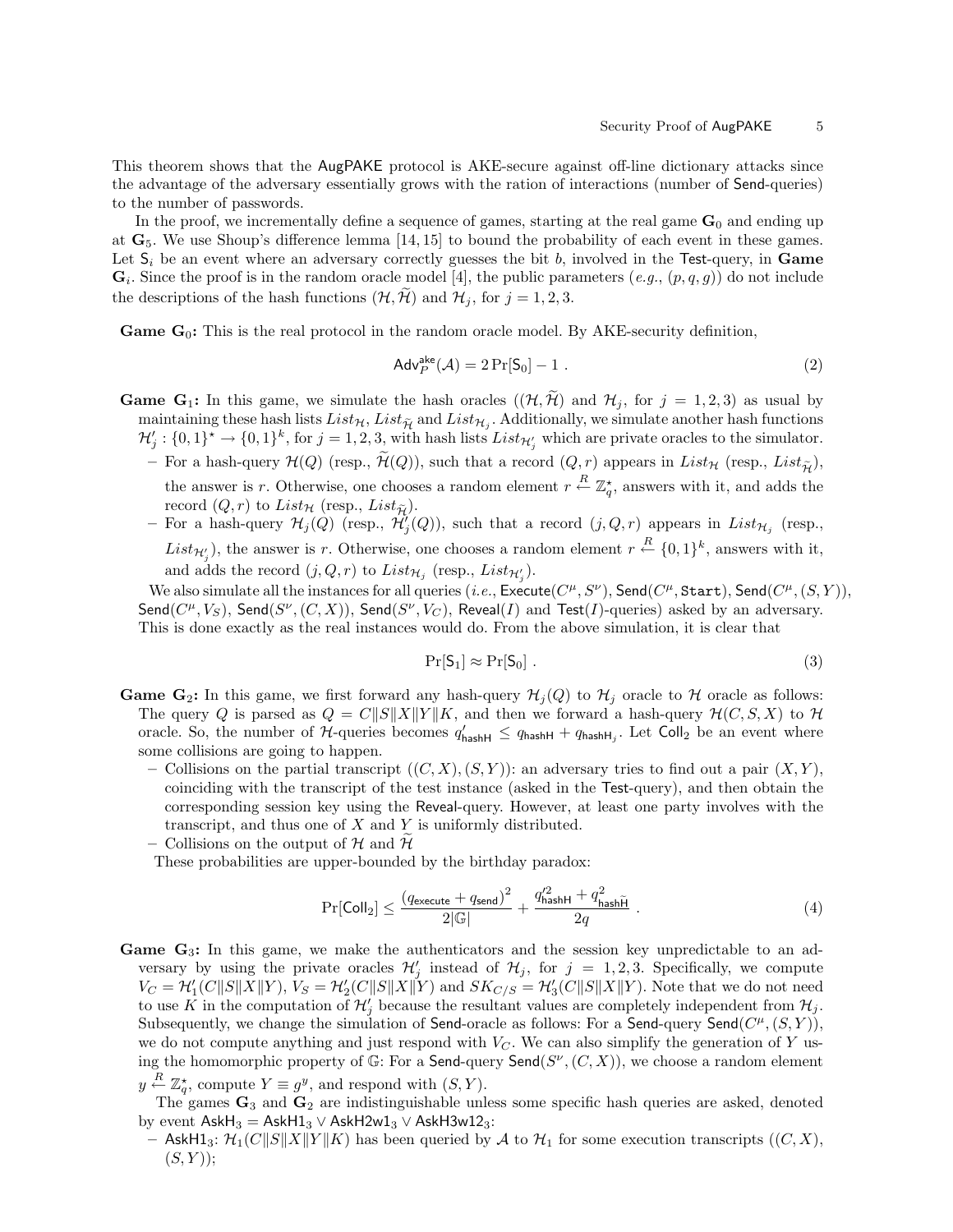This theorem shows that the AugPAKE protocol is AKE-secure against off-line dictionary attacks since the advantage of the adversary essentially grows with the ration of interactions (number of Send-queries) to the number of passwords.

In the proof, we incrementally define a sequence of games, starting at the real game $\mathbf{G}_0$ and ending up at $\mathbf{G}_5$. We use Shoup's difference lemma [14, 15] to bound the probability of each event in these games. Let $\mathsf{S}_i$ be an event where an adversary correctly guesses the bit $b$, involved in the Test-query, in **Game** $\mathbf{G}_i$. Since the proof is in the random oracle model [4], the public parameters (*e.g.*, $(p, q, g)$) do not include the descriptions of the hash functions $(\mathcal{H}, \widetilde{\mathcal{H}})$ and $\mathcal{H}_j$, for $j = 1, 2, 3$.

**Game $\mathbf{G}_0$:** This is the real protocol in the random oracle model. By AKE-security definition,

$$\mathsf{Adv}_P^{\mathsf{ake}}(\mathcal{A}) = 2\Pr[\mathsf{S}_0] - 1 \; . \tag{2}$$

**Game $\mathbf{G}_1$:** In this game, we simulate the hash oracles ($(\mathcal{H}, \widetilde{\mathcal{H}})$ and $\mathcal{H}_j$, for $j = 1, 2, 3$) as usual by maintaining these hash lists $List_{\mathcal{H}}$, $List_{\widetilde{\mathcal{H}}}$ and $List_{\mathcal{H}_j}$. Additionally, we simulate another hash functions $\mathcal{H}'_j : \{0,1\}^\star \to \{0,1\}^k$, for $j = 1, 2, 3$, with hash lists $List_{\mathcal{H}'_j}$ which are private oracles to the simulator.

- For a hash-query $\mathcal{H}(Q)$ (resp., $\widetilde{\mathcal{H}}(Q)$), such that a record $(Q, r)$ appears in $List_{\mathcal{H}}$ (resp., $List_{\widetilde{\mathcal{H}}}$), the answer is $r$. Otherwise, one chooses a random element $r \xleftarrow{R} \mathbb{Z}_q^\star$, answers with it, and adds the record $(Q, r)$ to $List_{\mathcal{H}}$ (resp., $List_{\widetilde{\mathcal{H}}}$).
- For a hash-query $\mathcal{H}_j(Q)$ (resp., $\mathcal{H}'_j(Q)$), such that a record $(j, Q, r)$ appears in $List_{\mathcal{H}_j}$ (resp., $List_{\mathcal{H}'_j}$), the answer is $r$. Otherwise, one chooses a random element $r \xleftarrow{R} \{0,1\}^k$, answers with it, and adds the record $(j, Q, r)$ to $List_{\mathcal{H}_j}$ (resp., $List_{\mathcal{H}'_j}$).

We also simulate all the instances for all queries (*i.e.*, $\mathsf{Execute}(C^\mu, S^\nu)$, $\mathsf{Send}(C^\mu, \mathtt{Start})$, $\mathsf{Send}(C^\mu, (S, Y))$, $\mathsf{Send}(C^\mu, V_S)$, $\mathsf{Send}(S^\nu, (C, X))$, $\mathsf{Send}(S^\nu, V_C)$, $\mathsf{Reveal}(I)$ and $\mathsf{Test}(I)$-queries) asked by an adversary. This is done exactly as the real instances would do. From the above simulation, it is clear that

$$\Pr[\mathsf{S}_1] \approx \Pr[\mathsf{S}_0] \; . \tag{3}$$

**Game $\mathbf{G}_2$:** In this game, we first forward any hash-query $\mathcal{H}_j(Q)$ to $\mathcal{H}_j$ oracle to $\mathcal{H}$ oracle as follows: The query $Q$ is parsed as $Q = C\|S\|X\|Y\|K$, and then we forward a hash-query $\mathcal{H}(C, S, X)$ to $\mathcal{H}$ oracle. So, the number of $\mathcal{H}$-queries becomes $q'_{\mathsf{hashH}} \leq q_{\mathsf{hashH}} + q_{\mathsf{hashH}_j}$. Let $\mathsf{Coll}_2$ be an event where some collisions are going to happen.

- Collisions on the partial transcript $((C, X), (S, Y))$: an adversary tries to find out a pair $(X, Y)$, coinciding with the transcript of the test instance (asked in the Test-query), and then obtain the corresponding session key using the Reveal-query. However, at least one party involves with the transcript, and thus one of $X$ and $Y$ is uniformly distributed.
- Collisions on the output of $\mathcal{H}$ and $\widetilde{\mathcal{H}}$

These probabilities are upper-bounded by the birthday paradox:

$$\Pr[\mathsf{Coll}_2] \leq \frac{(q_{\mathsf{execute}} + q_{\mathsf{send}})^2}{2|\mathbb{G}|} + \frac{q'^2_{\mathsf{hashH}} + q^2_{\mathsf{hash}\widetilde{\mathsf{H}}}}{2q} \; . \tag{4}$$

**Game $\mathbf{G}_3$:** In this game, we make the authenticators and the session key unpredictable to an adversary by using the private oracles $\mathcal{H}'_j$ instead of $\mathcal{H}_j$, for $j = 1, 2, 3$. Specifically, we compute $V_C = \mathcal{H}'_1(C\|S\|X\|Y)$, $V_S = \mathcal{H}'_2(C\|S\|X\|Y)$ and $SK_{C/S} = \mathcal{H}'_3(C\|S\|X\|Y)$. Note that we do not need to use $K$ in the computation of $\mathcal{H}'_j$ because the resultant values are completely independent from $\mathcal{H}_j$. Subsequently, we change the simulation of Send-oracle as follows: For a Send-query $\mathsf{Send}(C^\mu, (S, Y))$, we do not compute anything and just respond with $V_C$. We can also simplify the generation of $Y$ using the homomorphic property of $\mathbb{G}$: For a Send-query $\mathsf{Send}(S^\nu, (C, X))$, we choose a random element $y \xleftarrow{R} \mathbb{Z}_q^\star$, compute $Y \equiv g^y$, and respond with $(S, Y)$.

The games $\mathbf{G}_3$ and $\mathbf{G}_2$ are indistinguishable unless some specific hash queries are asked, denoted by event $\mathsf{AskH}_3 = \mathsf{AskH1}_3 \vee \mathsf{AskH2w1}_3 \vee \mathsf{AskH3w12}_3$:

- $\mathsf{AskH1}_3$: $\mathcal{H}_1(C\|S\|X\|Y\|K)$ has been queried by $\mathcal{A}$ to $\mathcal{H}_1$ for some execution transcripts $((C, X), (S, Y))$;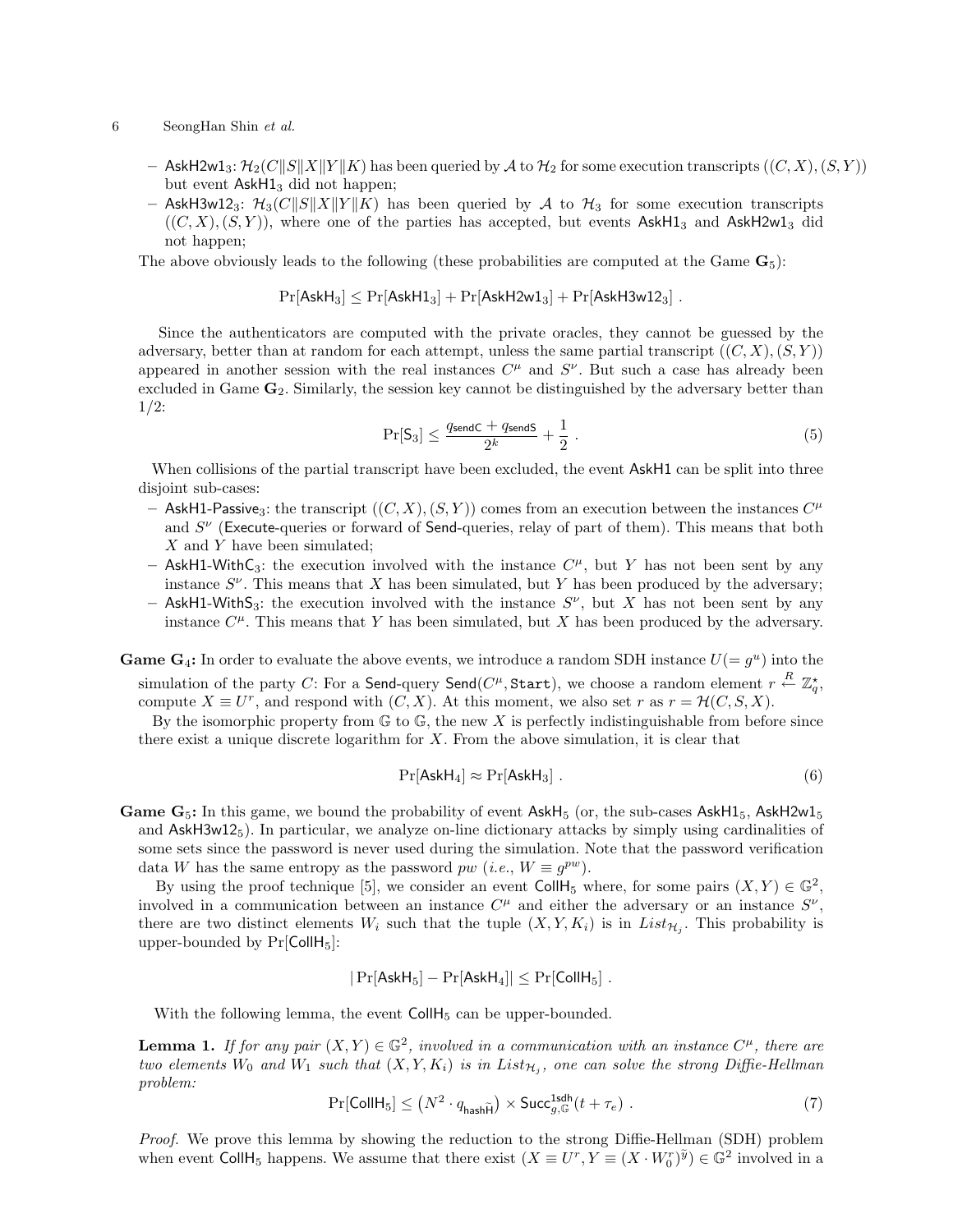- $\mathsf{AskH2w1}_3$: $\mathcal{H}_2(C\|S\|X\|Y\|K)$ has been queried by $\mathcal{A}$ to $\mathcal{H}_2$ for some execution transcripts $((C,X),(S,Y))$ but event $\mathsf{AskH1}_3$ did not happen;
- $\mathsf{AskH3w12}_3$: $\mathcal{H}_3(C\|S\|X\|Y\|K)$ has been queried by $\mathcal{A}$ to $\mathcal{H}_3$ for some execution transcripts $((C,X),(S,Y))$, where one of the parties has accepted, but events $\mathsf{AskH1}_3$ and $\mathsf{AskH2w1}_3$ did not happen;

The above obviously leads to the following (these probabilities are computed at the Game $\mathbf{G}_5$):

$$\Pr[\mathsf{AskH}_3] \leq \Pr[\mathsf{AskH1}_3] + \Pr[\mathsf{AskH2w1}_3] + \Pr[\mathsf{AskH3w12}_3] \ .$$

Since the authenticators are computed with the private oracles, they cannot be guessed by the adversary, better than at random for each attempt, unless the same partial transcript $((C,X),(S,Y))$ appeared in another session with the real instances $C^\mu$ and $S^\nu$. But such a case has already been excluded in Game $\mathbf{G}_2$. Similarly, the session key cannot be distinguished by the adversary better than 1/2:

$$\Pr[\mathsf{S}_3] \leq \frac{q_{\mathsf{sendC}} + q_{\mathsf{sendS}}}{2^k} + \frac{1}{2} \ . \tag{5}$$

When collisions of the partial transcript have been excluded, the event $\mathsf{AskH1}$ can be split into three disjoint sub-cases:

- $\mathsf{AskH1\text{-}Passive}_3$: the transcript $((C,X),(S,Y))$ comes from an execution between the instances $C^\mu$ and $S^\nu$ (Execute-queries or forward of Send-queries, relay of part of them). This means that both $X$ and $Y$ have been simulated;
- $\mathsf{AskH1\text{-}WithC}_3$: the execution involved with the instance $C^\mu$, but $Y$ has not been sent by any instance $S^\nu$. This means that $X$ has been simulated, but $Y$ has been produced by the adversary;
- $\mathsf{AskH1\text{-}WithS}_3$: the execution involved with the instance $S^\nu$, but $X$ has not been sent by any instance $C^\mu$. This means that $Y$ has been simulated, but $X$ has been produced by the adversary.

**Game $\mathbf{G}_4$:** In order to evaluate the above events, we introduce a random SDH instance $U(=g^u)$ into the simulation of the party $C$: For a Send-query $\mathsf{Send}(C^\mu, \mathtt{Start})$, we choose a random element $r \stackrel{R}{\leftarrow} \mathbb{Z}_q^\star$, compute $X \equiv U^r$, and respond with $(C,X)$. At this moment, we also set $r$ as $r = \mathcal{H}(C,S,X)$.

By the isomorphic property from $\mathbb{G}$ to $\mathbb{G}$, the new $X$ is perfectly indistinguishable from before since there exist a unique discrete logarithm for $X$. From the above simulation, it is clear that

$$\Pr[\mathsf{AskH}_4] \approx \Pr[\mathsf{AskH}_3] \ . \tag{6}$$

**Game $\mathbf{G}_5$:** In this game, we bound the probability of event $\mathsf{AskH}_5$ (or, the sub-cases $\mathsf{AskH1}_5$, $\mathsf{AskH2w1}_5$ and $\mathsf{AskH3w12}_5$). In particular, we analyze on-line dictionary attacks by simply using cardinalities of some sets since the password is never used during the simulation. Note that the password verification data $W$ has the same entropy as the password $pw$ (*i.e.*, $W \equiv g^{pw}$).

By using the proof technique [5], we consider an event $\mathsf{CollH}_5$ where, for some pairs $(X,Y) \in \mathbb{G}^2$, involved in a communication between an instance $C^\mu$ and either the adversary or an instance $S^\nu$, there are two distinct elements $W_i$ such that the tuple $(X,Y,K_i)$ is in $List_{\mathcal{H}_j}$. This probability is upper-bounded by $\Pr[\mathsf{CollH}_5]$:

$$|\Pr[\mathsf{AskH}_5] - \Pr[\mathsf{AskH}_4]| \leq \Pr[\mathsf{CollH}_5] \ .$$

With the following lemma, the event $\mathsf{CollH}_5$ can be upper-bounded.

**Lemma 1.** *If for any pair $(X,Y) \in \mathbb{G}^2$, involved in a communication with an instance $C^\mu$, there are two elements $W_0$ and $W_1$ such that $(X,Y,K_i)$ is in $List_{\mathcal{H}_j}$, one can solve the strong Diffie-Hellman problem:*

$$\Pr[\mathsf{CollH}_5] \leq \left(N^2 \cdot q_{\mathsf{hash}\widetilde{\mathsf{H}}}\right) \times \mathsf{Succ}^{\mathsf{1sdh}}_{g,\mathbb{G}}(t + \tau_e) \ . \tag{7}$$

*Proof.* We prove this lemma by showing the reduction to the strong Diffie-Hellman (SDH) problem when event $\mathsf{CollH}_5$ happens. We assume that there exist $(X \equiv U^r, Y \equiv (X \cdot W_0^r)^{\tilde{y}}) \in \mathbb{G}^2$ involved in a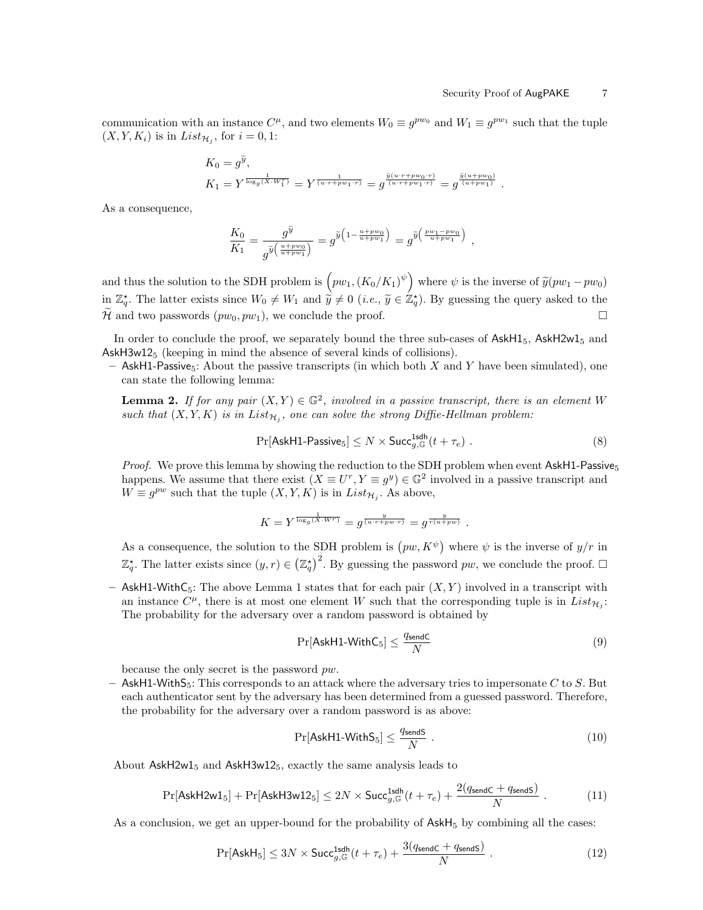communication with an instance $C^\mu$, and two elements $W_0 \equiv g^{pw_0}$ and $W_1 \equiv g^{pw_1}$ such that the tuple $(X, Y, K_i)$ is in $List_{\mathcal{H}_j}$, for $i = 0, 1$:

$$K_0 = g^{\widetilde{y}},$$
$$K_1 = Y^{\frac{1}{\log_g(X \cdot W_1^r)}} = Y^{\frac{1}{(u \cdot r + pw_1 \cdot r)}} = g^{\frac{\widetilde{y}(u \cdot r + pw_0 \cdot r)}{(u \cdot r + pw_1 \cdot r)}} = g^{\frac{\widetilde{y}(u + pw_0)}{(u + pw_1)}} .$$

As a consequence,

$$\frac{K_0}{K_1} = \frac{g^{\widetilde{y}}}{g^{\widetilde{y}\left(\frac{u+pw_0}{u+pw_1}\right)}} = g^{\widetilde{y}\left(1 - \frac{u+pw_0}{u+pw_1}\right)} = g^{\widetilde{y}\left(\frac{pw_1 - pw_0}{u+pw_1}\right)} ,$$

and thus the solution to the SDH problem is $\left(pw_1, (K_0/K_1)^\psi\right)$ where $\psi$ is the inverse of $\widetilde{y}(pw_1 - pw_0)$ in $\mathbb{Z}_q^\star$. The latter exists since $W_0 \neq W_1$ and $\widetilde{y} \neq 0$ (*i.e.*, $\widetilde{y} \in \mathbb{Z}_q^\star$). By guessing the query asked to the $\widetilde{\mathcal{H}}$ and two passwords $(pw_0, pw_1)$, we conclude the proof. □

In order to conclude the proof, we separately bound the three sub-cases of $\mathsf{AskH1}_5$, $\mathsf{AskH2w1}_5$ and $\mathsf{AskH3w12}_5$ (keeping in mind the absence of several kinds of collisions).

– $\mathsf{AskH1\text{-}Passive}_5$: About the passive transcripts (in which both $X$ and $Y$ have been simulated), one can state the following lemma:

**Lemma 2.** *If for any pair $(X, Y) \in \mathbb{G}^2$, involved in a passive transcript, there is an element $W$ such that $(X, Y, K)$ is in $List_{\mathcal{H}_j}$, one can solve the strong Diffie-Hellman problem:*

$$\Pr[\mathsf{AskH1\text{-}Passive}_5] \leq N \times \mathsf{Succ}^{\mathsf{1sdh}}_{g,\mathbb{G}}(t + \tau_e) . \tag{8}$$

*Proof.* We prove this lemma by showing the reduction to the SDH problem when event $\mathsf{AskH1\text{-}Passive}_5$ happens. We assume that there exist $(X \equiv U^r, Y \equiv g^y) \in \mathbb{G}^2$ involved in a passive transcript and $W \equiv g^{pw}$ such that the tuple $(X, Y, K)$ is in $List_{\mathcal{H}_j}$. As above,

$$K = Y^{\frac{1}{\log_g(X \cdot W^r)}} = g^{\frac{y}{(u \cdot r + pw \cdot r)}} = g^{\frac{y}{r(u+pw)}} .$$

As a consequence, the solution to the SDH problem is $\left(pw, K^\psi\right)$ where $\psi$ is the inverse of $y/r$ in $\mathbb{Z}_q^\star$. The latter exists since $(y, r) \in \left(\mathbb{Z}_q^\star\right)^2$. By guessing the password $pw$, we conclude the proof. □

– $\mathsf{AskH1\text{-}WithC}_5$: The above Lemma 1 states that for each pair $(X, Y)$ involved in a transcript with an instance $C^\mu$, there is at most one element $W$ such that the corresponding tuple is in $List_{\mathcal{H}_j}$: The probability for the adversary over a random password is obtained by

$$\Pr[\mathsf{AskH1\text{-}WithC}_5] \leq \frac{q_{\mathsf{sendC}}}{N} \tag{9}$$

because the only secret is the password $pw$.

– $\mathsf{AskH1\text{-}WithS}_5$: This corresponds to an attack where the adversary tries to impersonate $C$ to $S$. But each authenticator sent by the adversary has been determined from a guessed password. Therefore, the probability for the adversary over a random password is as above:

$$\Pr[\mathsf{AskH1\text{-}WithS}_5] \leq \frac{q_{\mathsf{sendS}}}{N} . \tag{10}$$

About $\mathsf{AskH2w1}_5$ and $\mathsf{AskH3w12}_5$, exactly the same analysis leads to

$$\Pr[\mathsf{AskH2w1}_5] + \Pr[\mathsf{AskH3w12}_5] \leq 2N \times \mathsf{Succ}^{\mathsf{1sdh}}_{g,\mathbb{G}}(t + \tau_e) + \frac{2(q_{\mathsf{sendC}} + q_{\mathsf{sendS}})}{N} . \tag{11}$$

As a conclusion, we get an upper-bound for the probability of $\mathsf{AskH}_5$ by combining all the cases:

$$\Pr[\mathsf{AskH}_5] \leq 3N \times \mathsf{Succ}^{\mathsf{1sdh}}_{g,\mathbb{G}}(t + \tau_e) + \frac{3(q_{\mathsf{sendC}} + q_{\mathsf{sendS}})}{N} . \tag{12}$$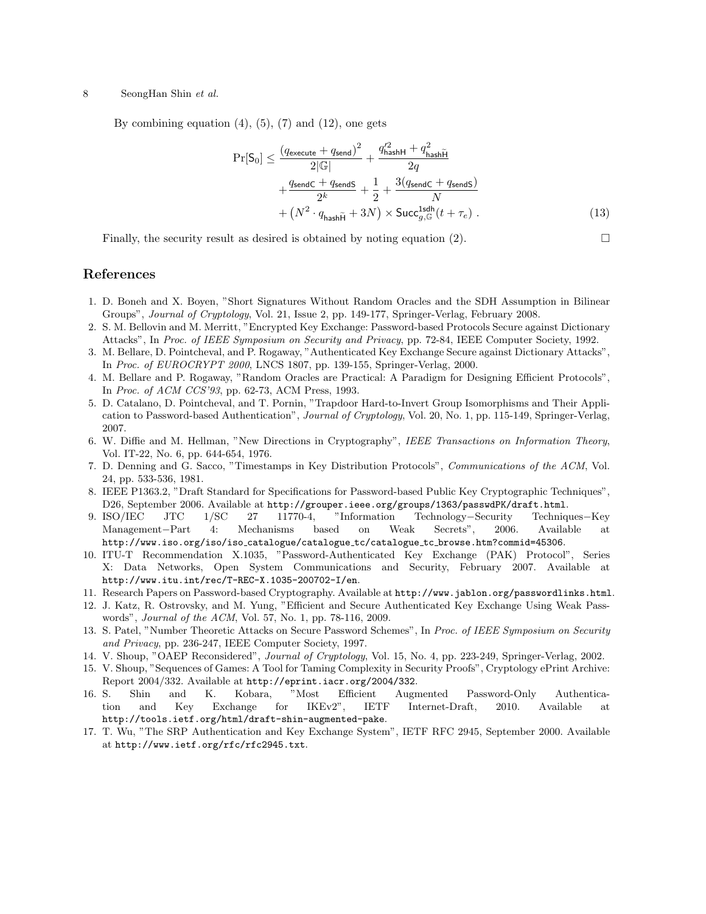By combining equation (4), (5), (7) and (12), one gets

$$\begin{aligned}
\Pr[\mathsf{S}_0] \le\ & \frac{(q_{\mathsf{execute}} + q_{\mathsf{send}})^2}{2|\mathbb{G}|} + \frac{q'^2_{\mathsf{hashH}} + q^2_{\mathsf{hash}\widetilde{\mathsf{H}}}}{2q} \\
& + \frac{q_{\mathsf{sendC}} + q_{\mathsf{sendS}}}{2^k} + \frac{1}{2} + \frac{3(q_{\mathsf{sendC}} + q_{\mathsf{sendS}})}{N} \\
& + \left(N^2 \cdot q_{\mathsf{hash}\widetilde{\mathsf{H}}} + 3N\right) \times \mathsf{Succ}^{\mathsf{1sdh}}_{g,\mathbb{G}}(t + \tau_e) \ . \qquad (13)
\end{aligned}$$

Finally, the security result as desired is obtained by noting equation (2). □

## References

1. D. Boneh and X. Boyen, "Short Signatures Without Random Oracles and the SDH Assumption in Bilinear Groups", *Journal of Cryptology*, Vol. 21, Issue 2, pp. 149-177, Springer-Verlag, February 2008.
2. S. M. Bellovin and M. Merritt, "Encrypted Key Exchange: Password-based Protocols Secure against Dictionary Attacks", In *Proc. of IEEE Symposium on Security and Privacy*, pp. 72-84, IEEE Computer Society, 1992.
3. M. Bellare, D. Pointcheval, and P. Rogaway, "Authenticated Key Exchange Secure against Dictionary Attacks", In *Proc. of EUROCRYPT 2000*, LNCS 1807, pp. 139-155, Springer-Verlag, 2000.
4. M. Bellare and P. Rogaway, "Random Oracles are Practical: A Paradigm for Designing Efficient Protocols", In *Proc. of ACM CCS'93*, pp. 62-73, ACM Press, 1993.
5. D. Catalano, D. Pointcheval, and T. Pornin, "Trapdoor Hard-to-Invert Group Isomorphisms and Their Application to Password-based Authentication", *Journal of Cryptology*, Vol. 20, No. 1, pp. 115-149, Springer-Verlag, 2007.
6. W. Diffie and M. Hellman, "New Directions in Cryptography", *IEEE Transactions on Information Theory*, Vol. IT-22, No. 6, pp. 644-654, 1976.
7. D. Denning and G. Sacco, "Timestamps in Key Distribution Protocols", *Communications of the ACM*, Vol. 24, pp. 533-536, 1981.
8. IEEE P1363.2, "Draft Standard for Specifications for Password-based Public Key Cryptographic Techniques", D26, September 2006. Available at http://grouper.ieee.org/groups/1363/passwdPK/draft.html.
9. ISO/IEC JTC 1/SC 27 11770-4, "Information Technology−Security Techniques−Key Management−Part 4: Mechanisms based on Weak Secrets", 2006. Available at http://www.iso.org/iso/iso_catalogue/catalogue_tc/catalogue_tc_browse.htm?commid=45306.
10. ITU-T Recommendation X.1035, "Password-Authenticated Key Exchange (PAK) Protocol", Series X: Data Networks, Open System Communications and Security, February 2007. Available at http://www.itu.int/rec/T-REC-X.1035-200702-I/en.
11. Research Papers on Password-based Cryptography. Available at http://www.jablon.org/passwordlinks.html.
12. J. Katz, R. Ostrovsky, and M. Yung, "Efficient and Secure Authenticated Key Exchange Using Weak Passwords", *Journal of the ACM*, Vol. 57, No. 1, pp. 78-116, 2009.
13. S. Patel, "Number Theoretic Attacks on Secure Password Schemes", In *Proc. of IEEE Symposium on Security and Privacy*, pp. 236-247, IEEE Computer Society, 1997.
14. V. Shoup, "OAEP Reconsidered", *Journal of Cryptology*, Vol. 15, No. 4, pp. 223-249, Springer-Verlag, 2002.
15. V. Shoup, "Sequences of Games: A Tool for Taming Complexity in Security Proofs", Cryptology ePrint Archive: Report 2004/332. Available at http://eprint.iacr.org/2004/332.
16. S. Shin and K. Kobara, "Most Efficient Augmented Password-Only Authentication and Key Exchange for IKEv2", IETF Internet-Draft, 2010. Available at http://tools.ietf.org/html/draft-shin-augmented-pake.
17. T. Wu, "The SRP Authentication and Key Exchange System", IETF RFC 2945, September 2000. Available at http://www.ietf.org/rfc/rfc2945.txt.